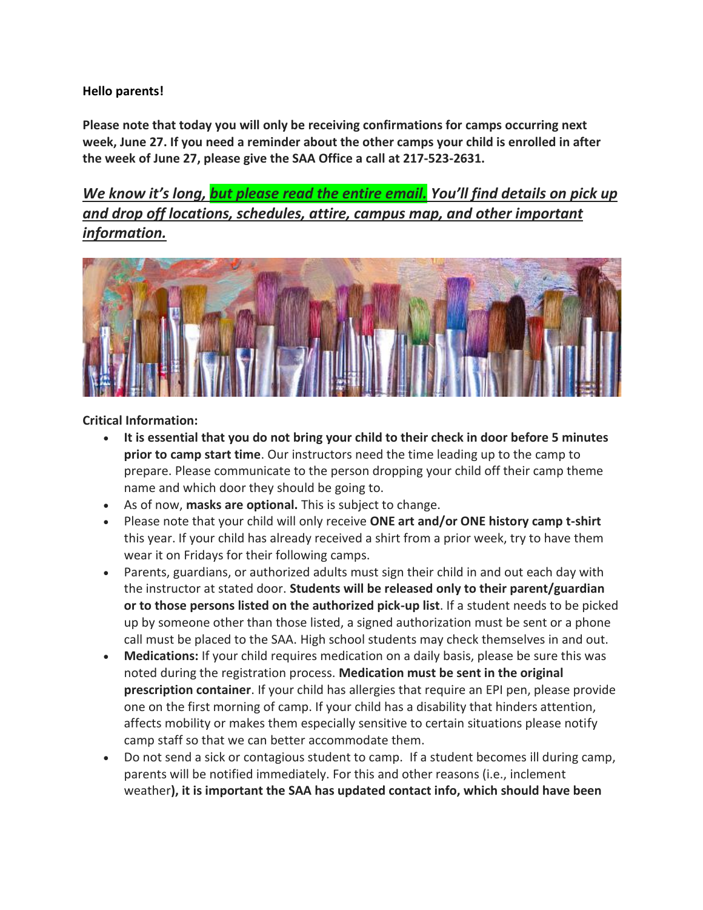**Hello parents!**

**Please note that today you will only be receiving confirmations for camps occurring next week, June 27. If you need a reminder about the other camps your child is enrolled in after the week of June 27, please give the SAA Office a call at 217-523-2631.**

***We know it's long, but please read the entire email. You'll find details on pick up and drop off locations, schedules, attire, campus map, and other important information.***

**Critical Information:**

- **It is essential that you do not bring your child to their check in door before 5 minutes prior to camp start time**. Our instructors need the time leading up to the camp to prepare. Please communicate to the person dropping your child off their camp theme name and which door they should be going to.
- As of now, **masks are optional.** This is subject to change.
- Please note that your child will only receive **ONE art and/or ONE history camp t-shirt** this year. If your child has already received a shirt from a prior week, try to have them wear it on Fridays for their following camps.
- Parents, guardians, or authorized adults must sign their child in and out each day with the instructor at stated door. **Students will be released only to their parent/guardian or to those persons listed on the authorized pick-up list**. If a student needs to be picked up by someone other than those listed, a signed authorization must be sent or a phone call must be placed to the SAA. High school students may check themselves in and out.
- **Medications:** If your child requires medication on a daily basis, please be sure this was noted during the registration process. **Medication must be sent in the original prescription container**. If your child has allergies that require an EPI pen, please provide one on the first morning of camp. If your child has a disability that hinders attention, affects mobility or makes them especially sensitive to certain situations please notify camp staff so that we can better accommodate them.
- Do not send a sick or contagious student to camp. If a student becomes ill during camp, parents will be notified immediately. For this and other reasons (i.e., inclement weather**), it is important the SAA has updated contact info, which should have been**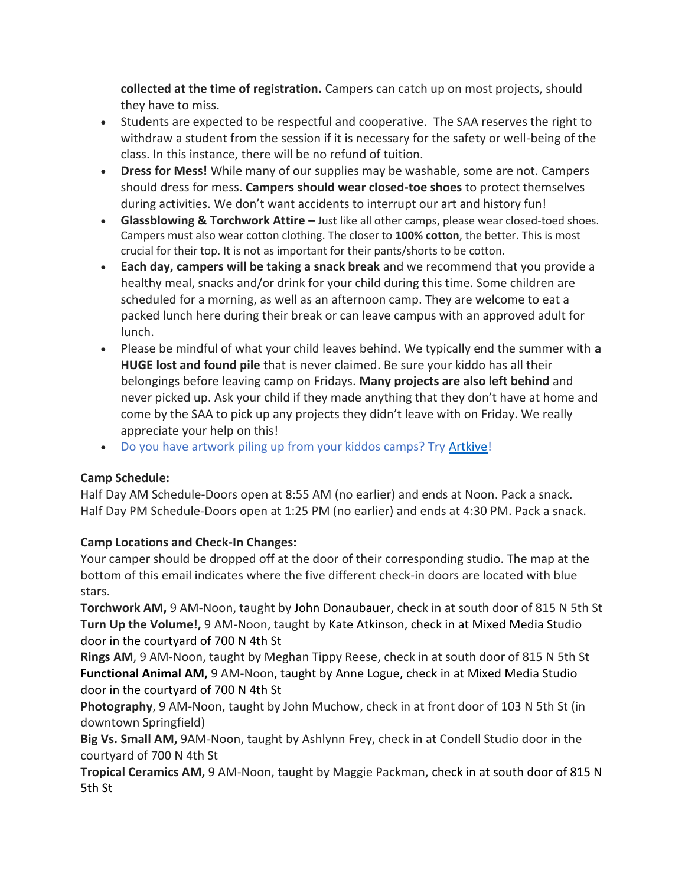collected at the time of registration.** Campers can catch up on most projects, should they have to miss.

- Students are expected to be respectful and cooperative. The SAA reserves the right to withdraw a student from the session if it is necessary for the safety or well-being of the class. In this instance, there will be no refund of tuition.
- **Dress for Mess!** While many of our supplies may be washable, some are not. Campers should dress for mess. **Campers should wear closed-toe shoes** to protect themselves during activities. We don't want accidents to interrupt our art and history fun!
- **Glassblowing & Torchwork Attire –** Just like all other camps, please wear closed-toed shoes. Campers must also wear cotton clothing. The closer to **100% cotton**, the better. This is most crucial for their top. It is not as important for their pants/shorts to be cotton.
- **Each day, campers will be taking a snack break** and we recommend that you provide a healthy meal, snacks and/or drink for your child during this time. Some children are scheduled for a morning, as well as an afternoon camp. They are welcome to eat a packed lunch here during their break or can leave campus with an approved adult for lunch.
- Please be mindful of what your child leaves behind. We typically end the summer with **a HUGE lost and found pile** that is never claimed. Be sure your kiddo has all their belongings before leaving camp on Fridays. **Many projects are also left behind** and never picked up. Ask your child if they made anything that they don't have at home and come by the SAA to pick up any projects they didn't leave with on Friday. We really appreciate your help on this!
- Do you have artwork piling up from your kiddos camps? Try Artkive!

**Camp Schedule:**

Half Day AM Schedule-Doors open at 8:55 AM (no earlier) and ends at Noon. Pack a snack.
Half Day PM Schedule-Doors open at 1:25 PM (no earlier) and ends at 4:30 PM. Pack a snack.

**Camp Locations and Check-In Changes:**

Your camper should be dropped off at the door of their corresponding studio. The map at the bottom of this email indicates where the five different check-in doors are located with blue stars.

**Torchwork AM,** 9 AM-Noon, taught by John Donaubauer, check in at south door of 815 N 5th St
**Turn Up the Volume!,** 9 AM-Noon, taught by Kate Atkinson, check in at Mixed Media Studio door in the courtyard of 700 N 4th St
**Rings AM**, 9 AM-Noon, taught by Meghan Tippy Reese, check in at south door of 815 N 5th St
**Functional Animal AM,** 9 AM-Noon, taught by Anne Logue, check in at Mixed Media Studio door in the courtyard of 700 N 4th St
**Photography**, 9 AM-Noon, taught by John Muchow, check in at front door of 103 N 5th St (in downtown Springfield)
**Big Vs. Small AM,** 9AM-Noon, taught by Ashlynn Frey, check in at Condell Studio door in the courtyard of 700 N 4th St
**Tropical Ceramics AM,** 9 AM-Noon, taught by Maggie Packman, check in at south door of 815 N 5th St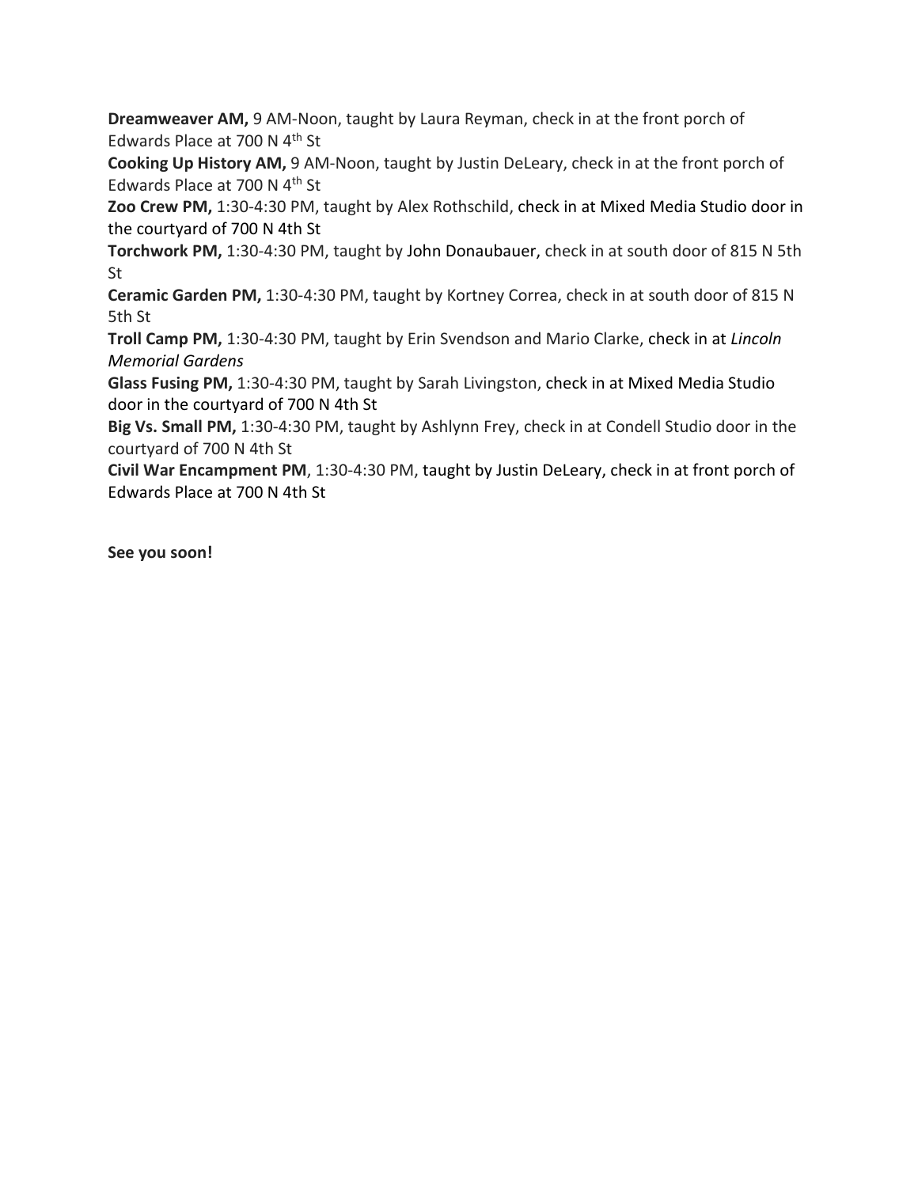**Dreamweaver AM,** 9 AM-Noon, taught by Laura Reyman, check in at the front porch of Edwards Place at 700 N 4th St

**Cooking Up History AM,** 9 AM-Noon, taught by Justin DeLeary, check in at the front porch of Edwards Place at 700 N 4th St

**Zoo Crew PM,** 1:30-4:30 PM, taught by Alex Rothschild, check in at Mixed Media Studio door in the courtyard of 700 N 4th St

**Torchwork PM,** 1:30-4:30 PM, taught by John Donaubauer, check in at south door of 815 N 5th St

**Ceramic Garden PM,** 1:30-4:30 PM, taught by Kortney Correa, check in at south door of 815 N 5th St

**Troll Camp PM,** 1:30-4:30 PM, taught by Erin Svendson and Mario Clarke, check in at *Lincoln Memorial Gardens*

**Glass Fusing PM,** 1:30-4:30 PM, taught by Sarah Livingston, check in at Mixed Media Studio door in the courtyard of 700 N 4th St

**Big Vs. Small PM,** 1:30-4:30 PM, taught by Ashlynn Frey, check in at Condell Studio door in the courtyard of 700 N 4th St

**Civil War Encampment PM**, 1:30-4:30 PM, taught by Justin DeLeary, check in at front porch of Edwards Place at 700 N 4th St

**See you soon!**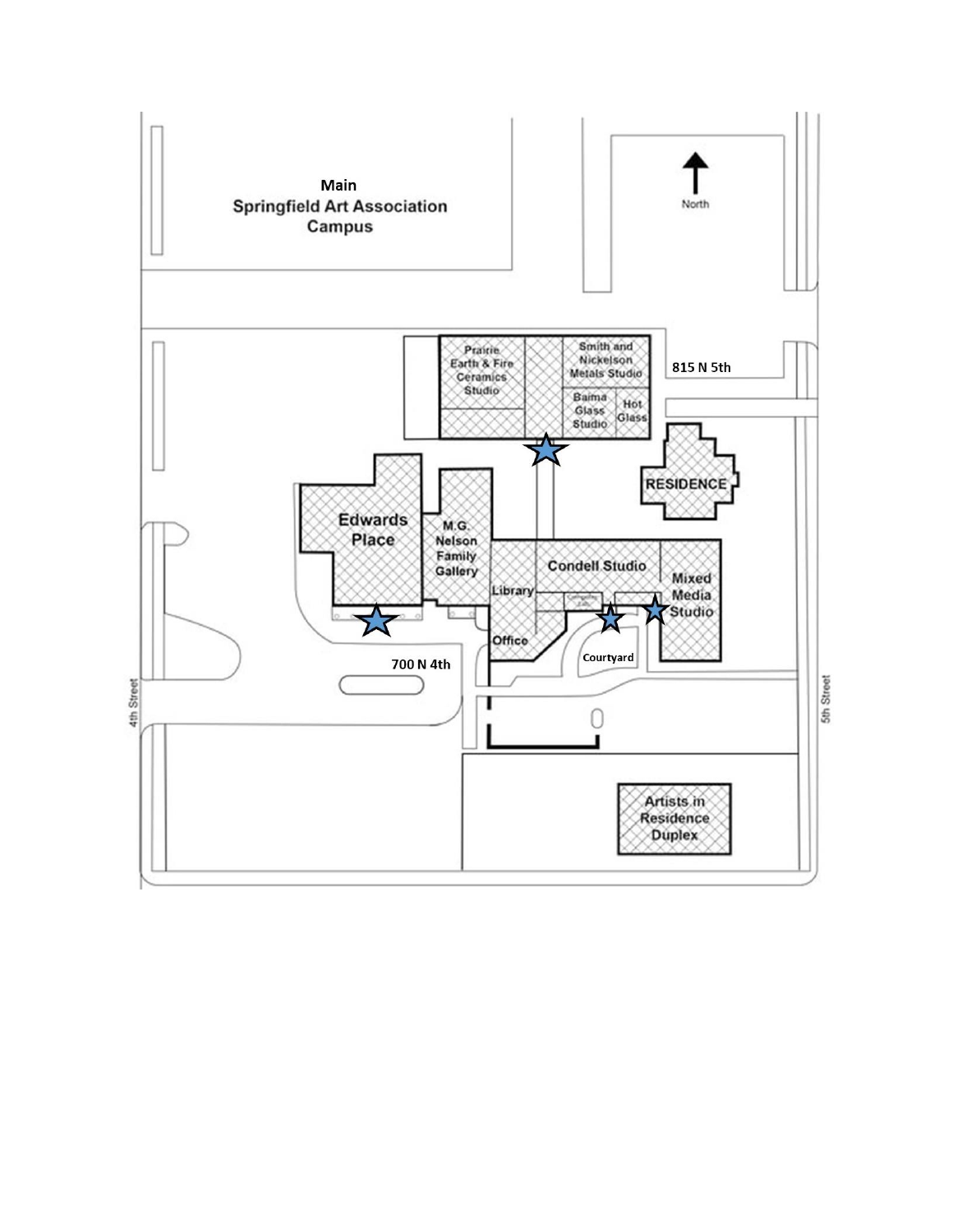Main
Springfield Art Association
Campus

North

Prairie Earth & Fire Ceramics Studio

Smith and Nickelson Metals Studio

Baima Glass Studio

Hot Glass

815 N 5th

RESIDENCE

Edwards Place

M.G. Nelson Family Gallery

Library

Condell Studio

Mixed Media Studio

Office

Courtyard

700 N 4th

4th Street

5th Street

Artists in Residence Duplex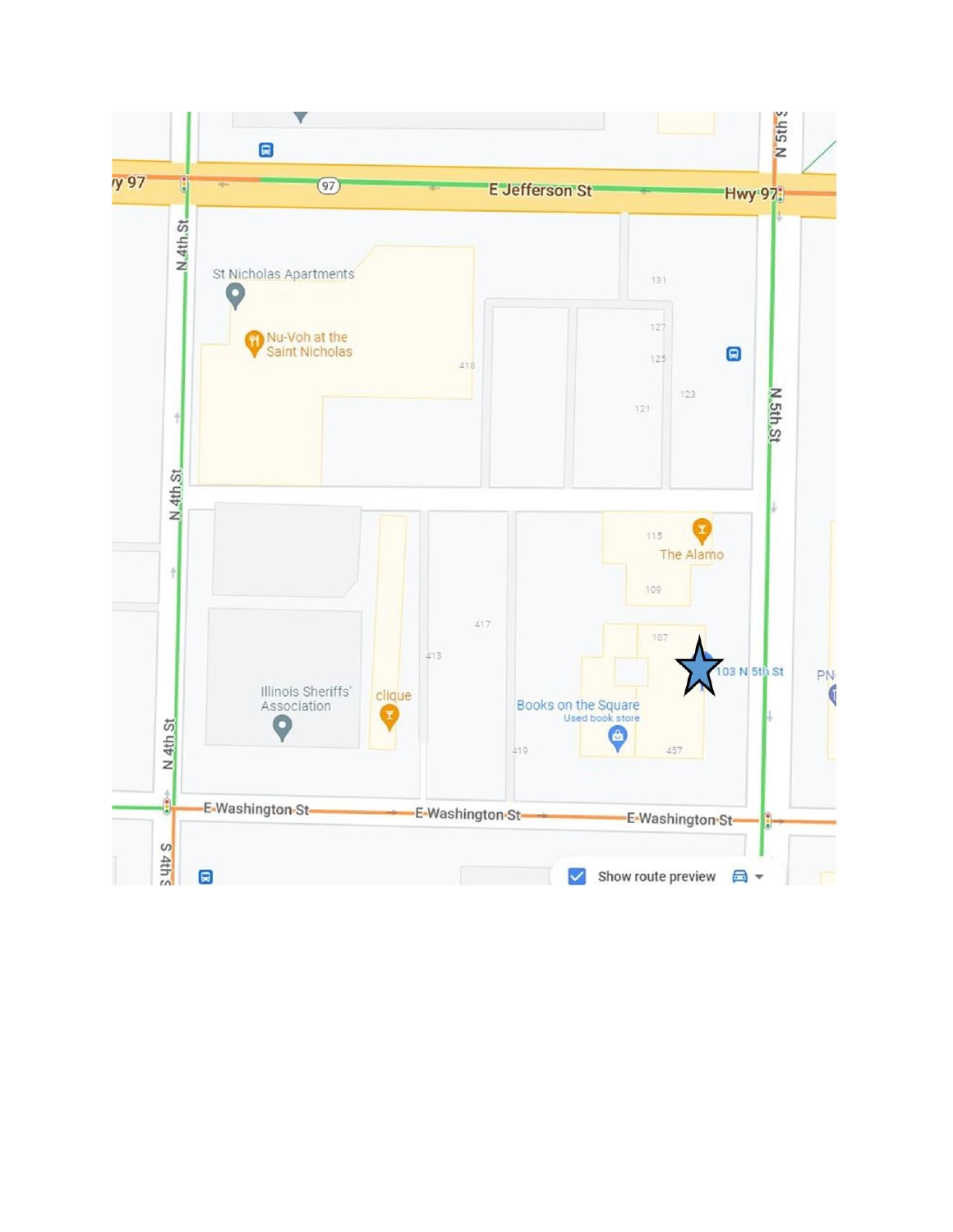Hwy 97

97

E Jefferson St

Hwy 97

N 5th St

N 4th St

St Nicholas Apartments

Nu-Voh at the Saint Nicholas

418

131

127

125

123

121

N 5th St

N 4th St

115

The Alamo

109

107

103 N 5th St

417

413

Illinois Sheriffs' Association

clique

Books on the Square

Used book store

419

457

N 4th St

E Washington St

E Washington St

E Washington St

S 4th St

Show route preview